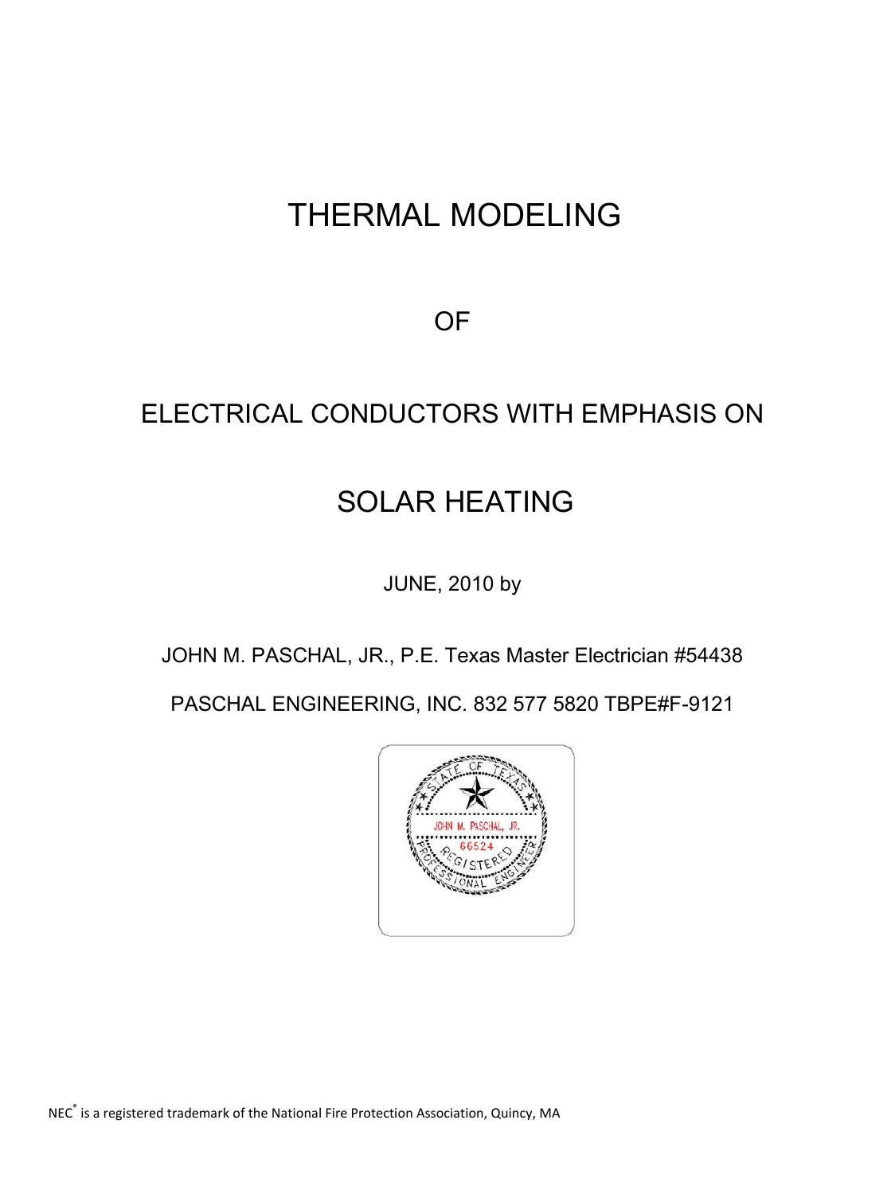# THERMAL MODELING

# OF

# ELECTRICAL CONDUCTORS WITH EMPHASIS ON

# SOLAR HEATING

JUNE, 2010 by

JOHN M. PASCHAL, JR., P.E. Texas Master Electrician #54438

PASCHAL ENGINEERING, INC. 832 577 5820 TBPE#F-9121

STATE OF TEXAS
JOHN M. PASCHAL, JR.
66524
REGISTERED PROFESSIONAL ENGINEER

NEC® is a registered trademark of the National Fire Protection Association, Quincy, MA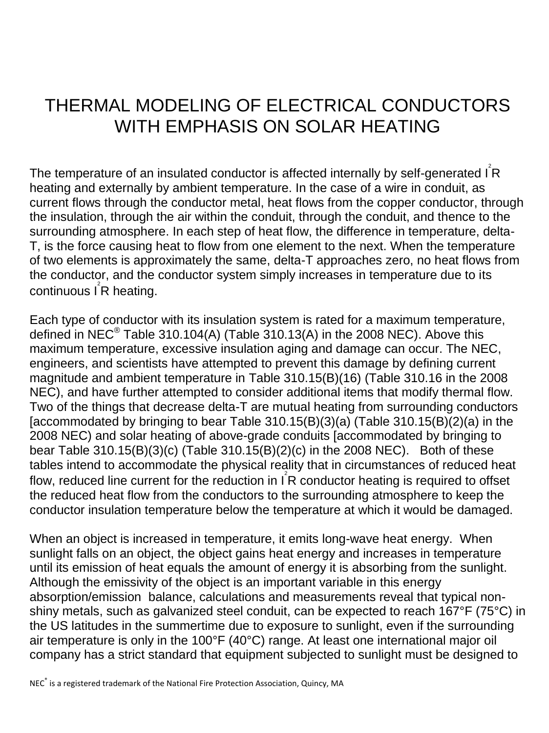# THERMAL MODELING OF ELECTRICAL CONDUCTORS WITH EMPHASIS ON SOLAR HEATING

The temperature of an insulated conductor is affected internally by self-generated $I^2R$ heating and externally by ambient temperature. In the case of a wire in conduit, as current flows through the conductor metal, heat flows from the copper conductor, through the insulation, through the air within the conduit, through the conduit, and thence to the surrounding atmosphere. In each step of heat flow, the difference in temperature, delta-T, is the force causing heat to flow from one element to the next. When the temperature of two elements is approximately the same, delta-T approaches zero, no heat flows from the conductor, and the conductor system simply increases in temperature due to its continuous $I^2R$ heating.

Each type of conductor with its insulation system is rated for a maximum temperature, defined in NEC® Table 310.104(A) (Table 310.13(A) in the 2008 NEC). Above this maximum temperature, excessive insulation aging and damage can occur. The NEC, engineers, and scientists have attempted to prevent this damage by defining current magnitude and ambient temperature in Table 310.15(B)(16) (Table 310.16 in the 2008 NEC), and have further attempted to consider additional items that modify thermal flow. Two of the things that decrease delta-T are mutual heating from surrounding conductors [accommodated by bringing to bear Table 310.15(B)(3)(a) (Table 310.15(B)(2)(a) in the 2008 NEC) and solar heating of above-grade conduits [accommodated by bringing to bear Table 310.15(B)(3)(c) (Table 310.15(B)(2)(c) in the 2008 NEC). Both of these tables intend to accommodate the physical reality that in circumstances of reduced heat flow, reduced line current for the reduction in $I^2R$ conductor heating is required to offset the reduced heat flow from the conductors to the surrounding atmosphere to keep the conductor insulation temperature below the temperature at which it would be damaged.

When an object is increased in temperature, it emits long-wave heat energy. When sunlight falls on an object, the object gains heat energy and increases in temperature until its emission of heat equals the amount of energy it is absorbing from the sunlight. Although the emissivity of the object is an important variable in this energy absorption/emission balance, calculations and measurements reveal that typical non-shiny metals, such as galvanized steel conduit, can be expected to reach 167°F (75°C) in the US latitudes in the summertime due to exposure to sunlight, even if the surrounding air temperature is only in the 100°F (40°C) range. At least one international major oil company has a strict standard that equipment subjected to sunlight must be designed to

NEC® is a registered trademark of the National Fire Protection Association, Quincy, MA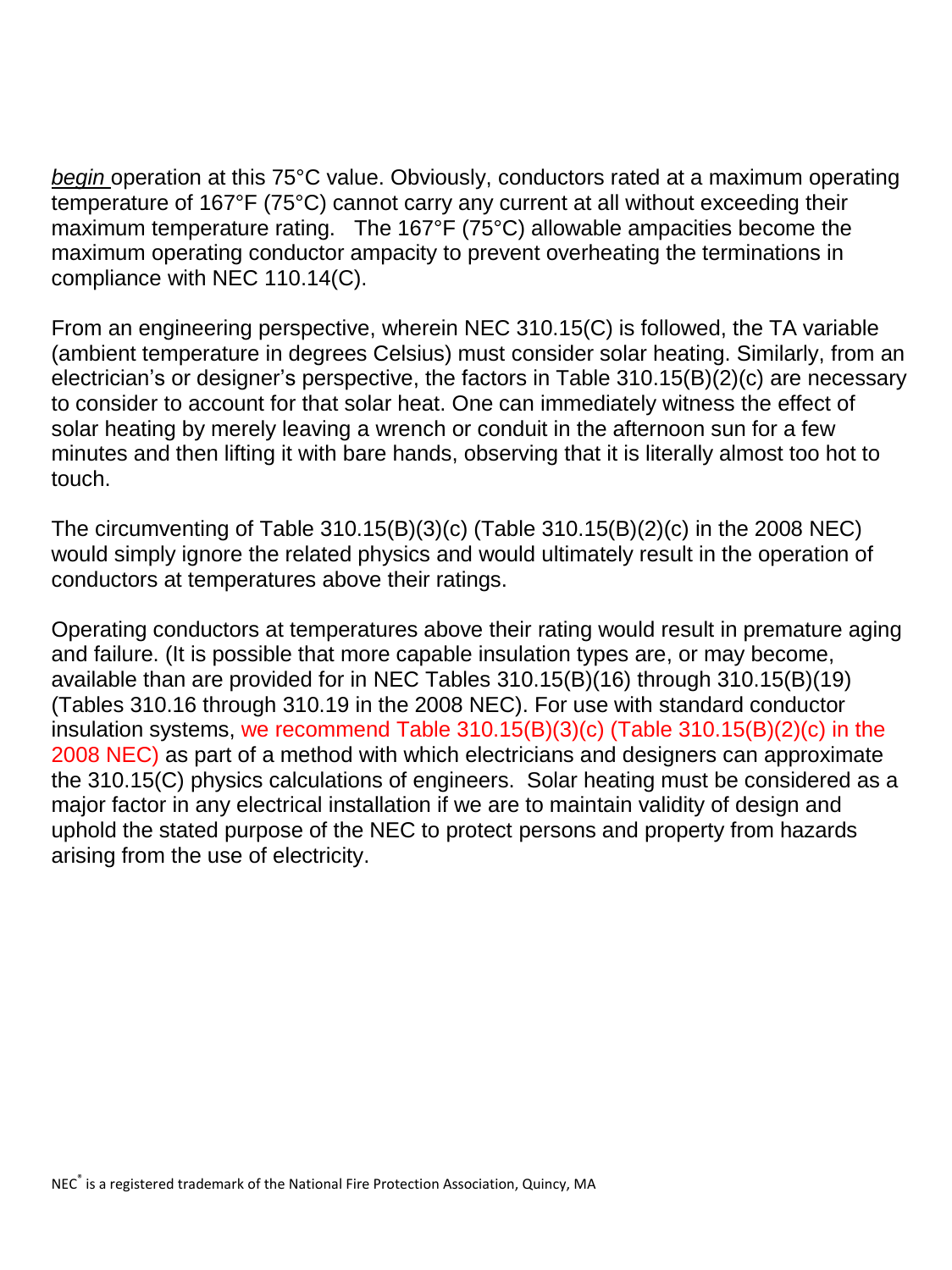*begin* operation at this 75°C value. Obviously, conductors rated at a maximum operating temperature of 167°F (75°C) cannot carry any current at all without exceeding their maximum temperature rating. The 167°F (75°C) allowable ampacities become the maximum operating conductor ampacity to prevent overheating the terminations in compliance with NEC 110.14(C).

From an engineering perspective, wherein NEC 310.15(C) is followed, the TA variable (ambient temperature in degrees Celsius) must consider solar heating. Similarly, from an electrician's or designer's perspective, the factors in Table 310.15(B)(2)(c) are necessary to consider to account for that solar heat. One can immediately witness the effect of solar heating by merely leaving a wrench or conduit in the afternoon sun for a few minutes and then lifting it with bare hands, observing that it is literally almost too hot to touch.

The circumventing of Table 310.15(B)(3)(c) (Table 310.15(B)(2)(c) in the 2008 NEC) would simply ignore the related physics and would ultimately result in the operation of conductors at temperatures above their ratings.

Operating conductors at temperatures above their rating would result in premature aging and failure. (It is possible that more capable insulation types are, or may become, available than are provided for in NEC Tables 310.15(B)(16) through 310.15(B)(19) (Tables 310.16 through 310.19 in the 2008 NEC). For use with standard conductor insulation systems, we recommend Table 310.15(B)(3)(c) (Table 310.15(B)(2)(c) in the 2008 NEC) as part of a method with which electricians and designers can approximate the 310.15(C) physics calculations of engineers. Solar heating must be considered as a major factor in any electrical installation if we are to maintain validity of design and uphold the stated purpose of the NEC to protect persons and property from hazards arising from the use of electricity.

NEC® is a registered trademark of the National Fire Protection Association, Quincy, MA